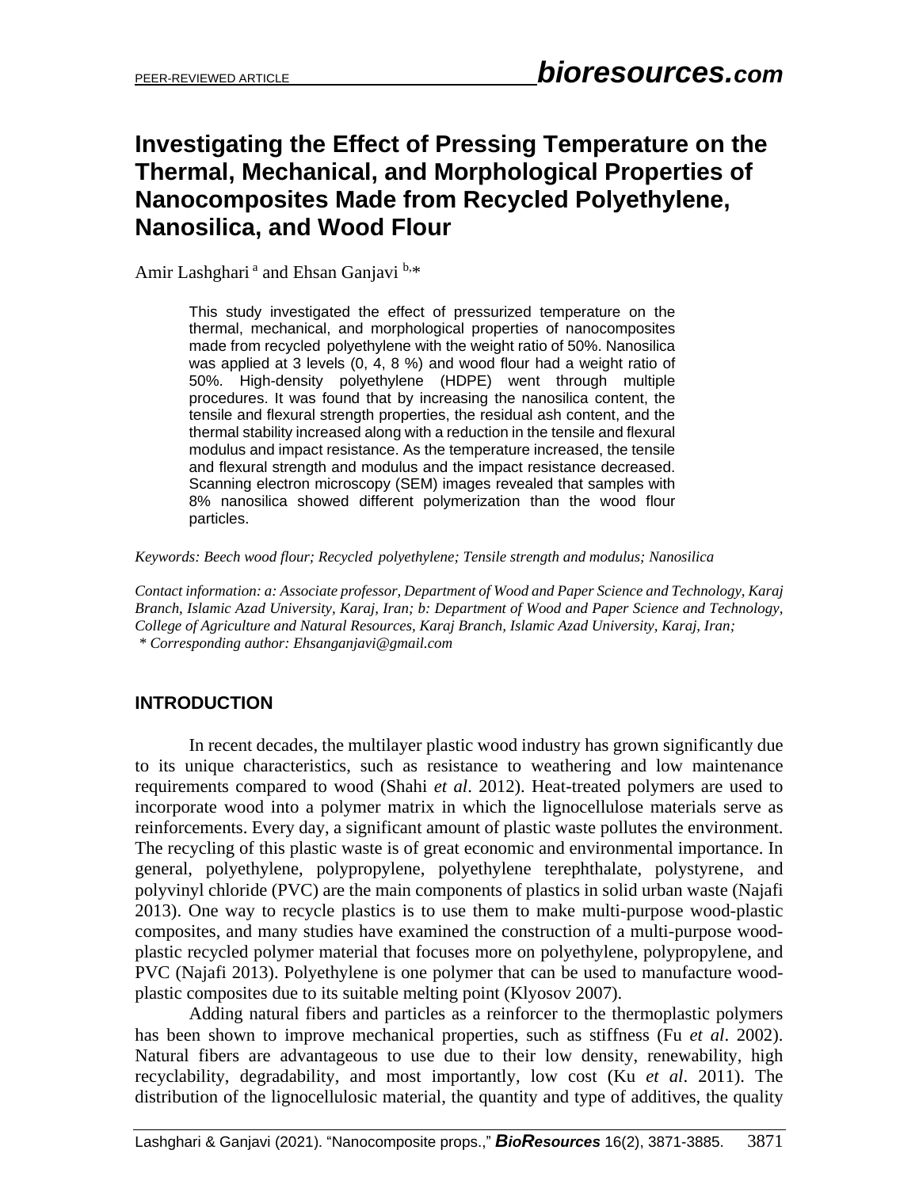# Investigating the Effect of Pressing Temperature on the Thermal, Mechanical, and Morphological Properties of Nanocomposites Made from Recycled Polyethylene, Nanosilica, and Wood Flour

Amir Lashghari [a] and Ehsan Ganjavi [b,*]

This study investigated the effect of pressurized temperature on the thermal, mechanical, and morphological properties of nanocomposites made from recycled polyethylene with the weight ratio of 50%. Nanosilica was applied at 3 levels (0, 4, 8 %) and wood flour had a weight ratio of 50%. High-density polyethylene (HDPE) went through multiple procedures. It was found that by increasing the nanosilica content, the tensile and flexural strength properties, the residual ash content, and the thermal stability increased along with a reduction in the tensile and flexural modulus and impact resistance. As the temperature increased, the tensile and flexural strength and modulus and the impact resistance decreased. Scanning electron microscopy (SEM) images revealed that samples with 8% nanosilica showed different polymerization than the wood flour particles.

*Keywords: Beech wood flour; Recycled polyethylene; Tensile strength and modulus; Nanosilica*

*Contact information: a: Associate professor, Department of Wood and Paper Science and Technology, Karaj Branch, Islamic Azad University, Karaj, Iran; b: Department of Wood and Paper Science and Technology, College of Agriculture and Natural Resources, Karaj Branch, Islamic Azad University, Karaj, Iran;*
*\* Corresponding author: Ehsanganjavi@gmail.com*

## INTRODUCTION

In recent decades, the multilayer plastic wood industry has grown significantly due to its unique characteristics, such as resistance to weathering and low maintenance requirements compared to wood (Shahi *et al*. 2012). Heat-treated polymers are used to incorporate wood into a polymer matrix in which the lignocellulose materials serve as reinforcements. Every day, a significant amount of plastic waste pollutes the environment. The recycling of this plastic waste is of great economic and environmental importance. In general, polyethylene, polypropylene, polyethylene terephthalate, polystyrene, and polyvinyl chloride (PVC) are the main components of plastics in solid urban waste (Najafi 2013). One way to recycle plastics is to use them to make multi-purpose wood-plastic composites, and many studies have examined the construction of a multi-purpose wood-plastic recycled polymer material that focuses more on polyethylene, polypropylene, and PVC (Najafi 2013). Polyethylene is one polymer that can be used to manufacture wood-plastic composites due to its suitable melting point (Klyosov 2007).

Adding natural fibers and particles as a reinforcer to the thermoplastic polymers has been shown to improve mechanical properties, such as stiffness (Fu *et al*. 2002). Natural fibers are advantageous to use due to their low density, renewability, high recyclability, degradability, and most importantly, low cost (Ku *et al*. 2011). The distribution of the lignocellulosic material, the quantity and type of additives, the quality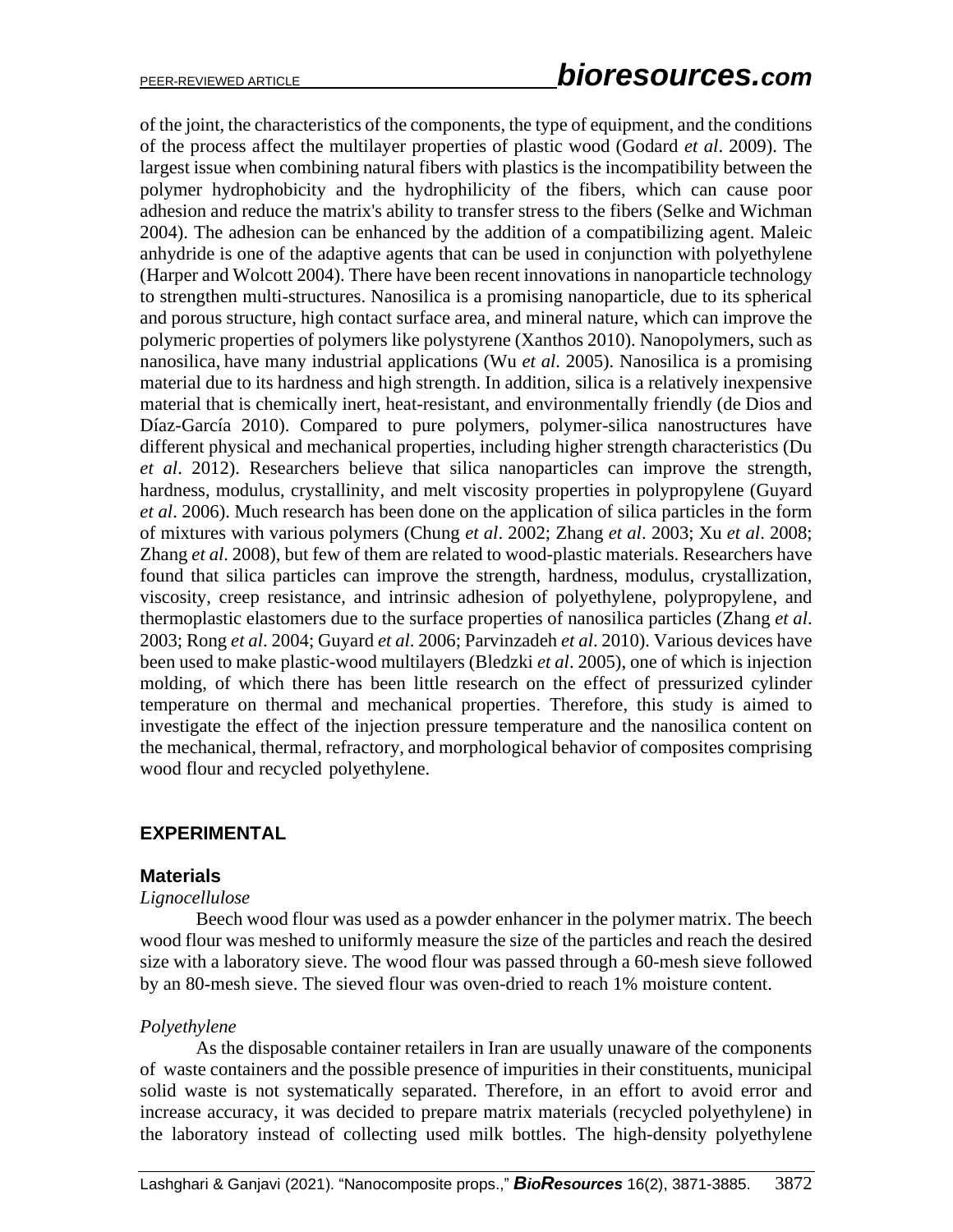of the joint, the characteristics of the components, the type of equipment, and the conditions of the process affect the multilayer properties of plastic wood (Godard *et al*. 2009). The largest issue when combining natural fibers with plastics is the incompatibility between the polymer hydrophobicity and the hydrophilicity of the fibers, which can cause poor adhesion and reduce the matrix's ability to transfer stress to the fibers (Selke and Wichman 2004). The adhesion can be enhanced by the addition of a compatibilizing agent. Maleic anhydride is one of the adaptive agents that can be used in conjunction with polyethylene (Harper and Wolcott 2004). There have been recent innovations in nanoparticle technology to strengthen multi-structures. Nanosilica is a promising nanoparticle, due to its spherical and porous structure, high contact surface area, and mineral nature, which can improve the polymeric properties of polymers like polystyrene (Xanthos 2010). Nanopolymers, such as nanosilica, have many industrial applications (Wu *et al*. 2005). Nanosilica is a promising material due to its hardness and high strength. In addition, silica is a relatively inexpensive material that is chemically inert, heat-resistant, and environmentally friendly (de Dios and Díaz-García 2010). Compared to pure polymers, polymer-silica nanostructures have different physical and mechanical properties, including higher strength characteristics (Du *et al*. 2012). Researchers believe that silica nanoparticles can improve the strength, hardness, modulus, crystallinity, and melt viscosity properties in polypropylene (Guyard *et al*. 2006). Much research has been done on the application of silica particles in the form of mixtures with various polymers (Chung *et al*. 2002; Zhang *et al*. 2003; Xu *et al*. 2008; Zhang *et al*. 2008), but few of them are related to wood-plastic materials. Researchers have found that silica particles can improve the strength, hardness, modulus, crystallization, viscosity, creep resistance, and intrinsic adhesion of polyethylene, polypropylene, and thermoplastic elastomers due to the surface properties of nanosilica particles (Zhang *et al*. 2003; Rong *et al*. 2004; Guyard *et al*. 2006; Parvinzadeh *et al*. 2010). Various devices have been used to make plastic-wood multilayers (Bledzki *et al*. 2005), one of which is injection molding, of which there has been little research on the effect of pressurized cylinder temperature on thermal and mechanical properties. Therefore, this study is aimed to investigate the effect of the injection pressure temperature and the nanosilica content on the mechanical, thermal, refractory, and morphological behavior of composites comprising wood flour and recycled polyethylene.

## EXPERIMENTAL

### Materials

*Lignocellulose*

Beech wood flour was used as a powder enhancer in the polymer matrix. The beech wood flour was meshed to uniformly measure the size of the particles and reach the desired size with a laboratory sieve. The wood flour was passed through a 60-mesh sieve followed by an 80-mesh sieve. The sieved flour was oven-dried to reach 1% moisture content.

*Polyethylene*

As the disposable container retailers in Iran are usually unaware of the components of waste containers and the possible presence of impurities in their constituents, municipal solid waste is not systematically separated. Therefore, in an effort to avoid error and increase accuracy, it was decided to prepare matrix materials (recycled polyethylene) in the laboratory instead of collecting used milk bottles. The high-density polyethylene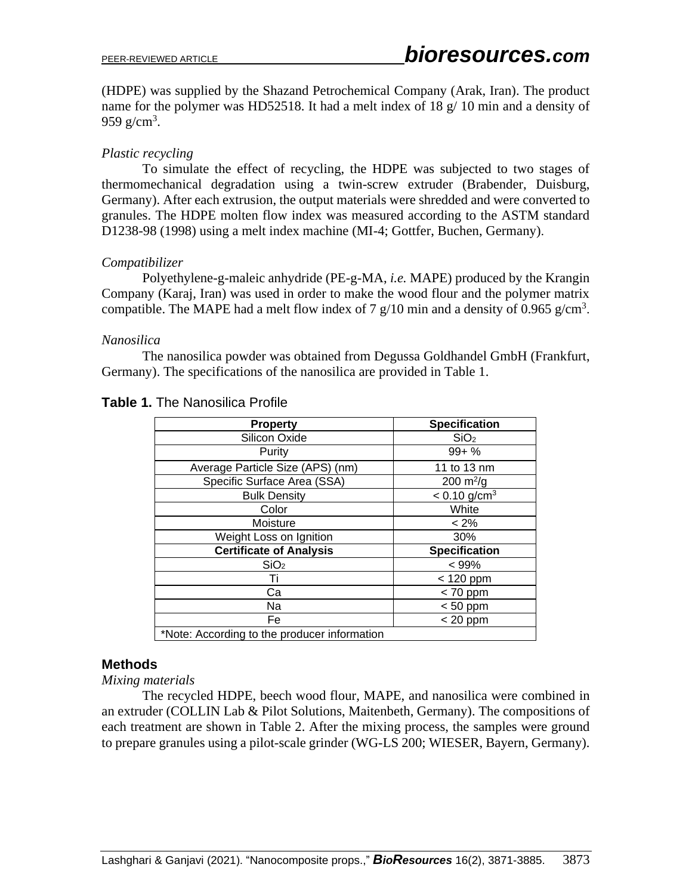(HDPE) was supplied by the Shazand Petrochemical Company (Arak, Iran). The product name for the polymer was HD52518. It had a melt index of 18 g/ 10 min and a density of 959 g/cm$^3$.

*Plastic recycling*

To simulate the effect of recycling, the HDPE was subjected to two stages of thermomechanical degradation using a twin-screw extruder (Brabender, Duisburg, Germany). After each extrusion, the output materials were shredded and were converted to granules. The HDPE molten flow index was measured according to the ASTM standard D1238-98 (1998) using a melt index machine (MI-4; Gottfer, Buchen, Germany).

*Compatibilizer*

Polyethylene-g-maleic anhydride (PE-g-MA, *i.e.* MAPE) produced by the Krangin Company (Karaj, Iran) was used in order to make the wood flour and the polymer matrix compatible. The MAPE had a melt flow index of 7 g/10 min and a density of 0.965 g/cm$^3$.

*Nanosilica*

The nanosilica powder was obtained from Degussa Goldhandel GmbH (Frankfurt, Germany). The specifications of the nanosilica are provided in Table 1.

**Table 1.** The Nanosilica Profile

| **Property** | **Specification** |
|---|---|
| Silicon Oxide | $SiO_2$ |
| Purity | 99+ % |
| Average Particle Size (APS) (nm) | 11 to 13 nm |
| Specific Surface Area (SSA) | 200 m$^2$/g |
| Bulk Density | < 0.10 g/cm$^3$ |
| Color | White |
| Moisture | < 2% |
| Weight Loss on Ignition | 30% |
| **Certificate of Analysis** | **Specification** |
| $SiO_2$ | < 99% |
| Ti | < 120 ppm |
| Ca | < 70 ppm |
| Na | < 50 ppm |
| Fe | < 20 ppm |
| *Note: According to the producer information | |

## Methods

*Mixing materials*

The recycled HDPE, beech wood flour, MAPE, and nanosilica were combined in an extruder (COLLIN Lab & Pilot Solutions, Maitenbeth, Germany). The compositions of each treatment are shown in Table 2. After the mixing process, the samples were ground to prepare granules using a pilot-scale grinder (WG-LS 200; WIESER, Bayern, Germany).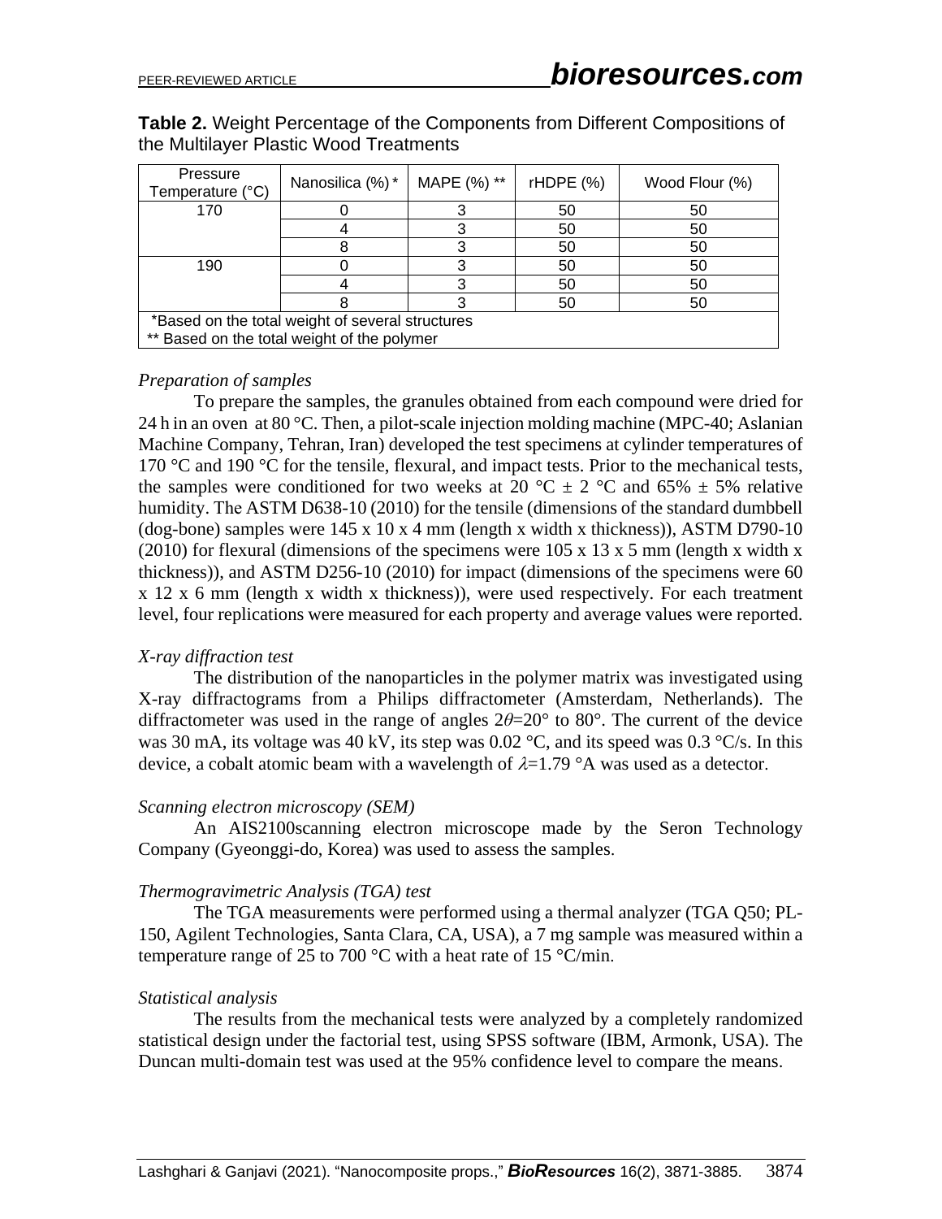**Table 2.** Weight Percentage of the Components from Different Compositions of the Multilayer Plastic Wood Treatments

| Pressure Temperature (°C) | Nanosilica (%) * | MAPE (%) ** | rHDPE (%) | Wood Flour (%) |
|---|---|---|---|---|
| 170 | 0 | 3 | 50 | 50 |
| | 4 | 3 | 50 | 50 |
| | 8 | 3 | 50 | 50 |
| 190 | 0 | 3 | 50 | 50 |
| | 4 | 3 | 50 | 50 |
| | 8 | 3 | 50 | 50 |

*Based on the total weight of several structures
** Based on the total weight of the polymer

*Preparation of samples*

To prepare the samples, the granules obtained from each compound were dried for 24 h in an oven at 80 °C. Then, a pilot-scale injection molding machine (MPC-40; Aslanian Machine Company, Tehran, Iran) developed the test specimens at cylinder temperatures of 170 °C and 190 °C for the tensile, flexural, and impact tests. Prior to the mechanical tests, the samples were conditioned for two weeks at 20 °C ± 2 °C and 65% ± 5% relative humidity. The ASTM D638-10 (2010) for the tensile (dimensions of the standard dumbbell (dog-bone) samples were 145 x 10 x 4 mm (length x width x thickness)), ASTM D790-10 (2010) for flexural (dimensions of the specimens were 105 x 13 x 5 mm (length x width x thickness)), and ASTM D256-10 (2010) for impact (dimensions of the specimens were 60 x 12 x 6 mm (length x width x thickness)), were used respectively. For each treatment level, four replications were measured for each property and average values were reported.

*X-ray diffraction test*

The distribution of the nanoparticles in the polymer matrix was investigated using X-ray diffractograms from a Philips diffractometer (Amsterdam, Netherlands). The diffractometer was used in the range of angles $2\theta$=20° to 80°. The current of the device was 30 mA, its voltage was 40 kV, its step was 0.02 °C, and its speed was 0.3 °C/s. In this device, a cobalt atomic beam with a wavelength of $\lambda$=1.79 °A was used as a detector.

*Scanning electron microscopy (SEM)*

An AIS2100scanning electron microscope made by the Seron Technology Company (Gyeonggi-do, Korea) was used to assess the samples.

*Thermogravimetric Analysis (TGA) test*

The TGA measurements were performed using a thermal analyzer (TGA Q50; PL-150, Agilent Technologies, Santa Clara, CA, USA), a 7 mg sample was measured within a temperature range of 25 to 700 °C with a heat rate of 15 °C/min.

*Statistical analysis*

The results from the mechanical tests were analyzed by a completely randomized statistical design under the factorial test, using SPSS software (IBM, Armonk, USA). The Duncan multi-domain test was used at the 95% confidence level to compare the means.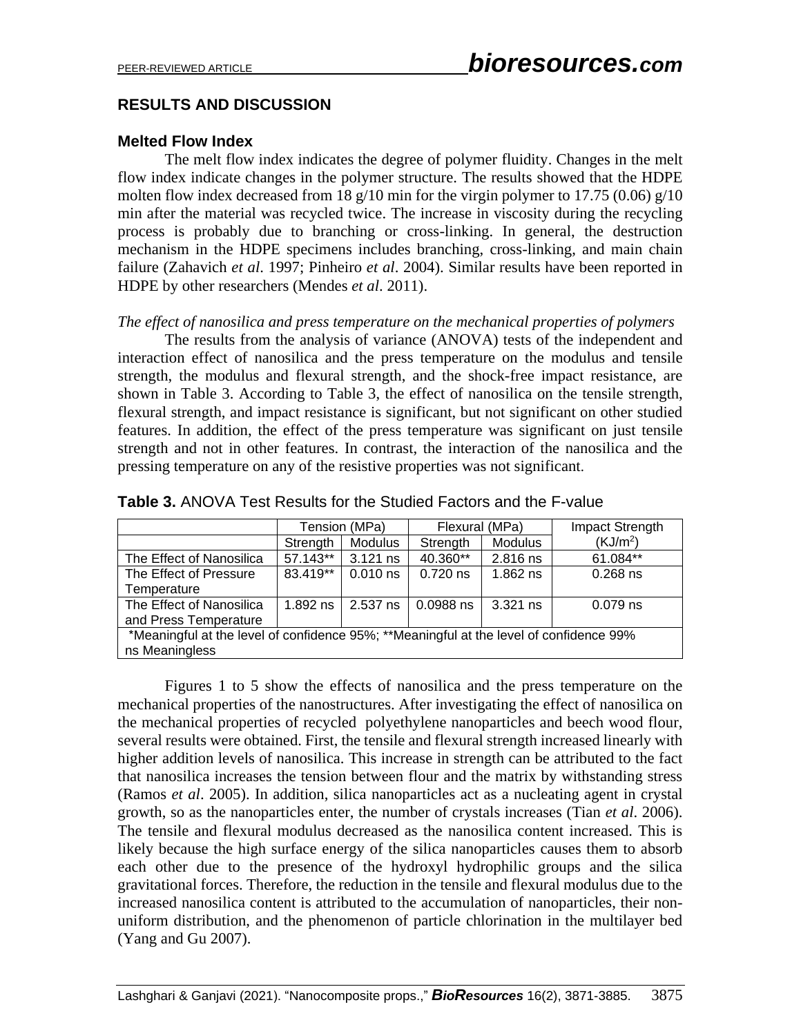## RESULTS AND DISCUSSION

### Melted Flow Index

The melt flow index indicates the degree of polymer fluidity. Changes in the melt flow index indicate changes in the polymer structure. The results showed that the HDPE molten flow index decreased from 18 g/10 min for the virgin polymer to 17.75 (0.06) g/10 min after the material was recycled twice. The increase in viscosity during the recycling process is probably due to branching or cross-linking. In general, the destruction mechanism in the HDPE specimens includes branching, cross-linking, and main chain failure (Zahavich *et al*. 1997; Pinheiro *et al*. 2004). Similar results have been reported in HDPE by other researchers (Mendes *et al*. 2011).

*The effect of nanosilica and press temperature on the mechanical properties of polymers*

The results from the analysis of variance (ANOVA) tests of the independent and interaction effect of nanosilica and the press temperature on the modulus and tensile strength, the modulus and flexural strength, and the shock-free impact resistance, are shown in Table 3. According to Table 3, the effect of nanosilica on the tensile strength, flexural strength, and impact resistance is significant, but not significant on other studied features. In addition, the effect of the press temperature was significant on just tensile strength and not in other features. In contrast, the interaction of the nanosilica and the pressing temperature on any of the resistive properties was not significant.

**Table 3.** ANOVA Test Results for the Studied Factors and the F-value

| | Tension (MPa) | | Flexural (MPa) | | Impact Strength ($KJ/m^2$) |
|---|---|---|---|---|---|
| | Strength | Modulus | Strength | Modulus | |
| The Effect of Nanosilica | 57.143** | 3.121 ns | 40.360** | 2.816 ns | 61.084** |
| The Effect of Pressure Temperature | 83.419** | 0.010 ns | 0.720 ns | 1.862 ns | 0.268 ns |
| The Effect of Nanosilica and Press Temperature | 1.892 ns | 2.537 ns | 0.0988 ns | 3.321 ns | 0.079 ns |

*Meaningful at the level of confidence 95%; **Meaningful at the level of confidence 99%
ns Meaningless

Figures 1 to 5 show the effects of nanosilica and the press temperature on the mechanical properties of the nanostructures. After investigating the effect of nanosilica on the mechanical properties of recycled polyethylene nanoparticles and beech wood flour, several results were obtained. First, the tensile and flexural strength increased linearly with higher addition levels of nanosilica. This increase in strength can be attributed to the fact that nanosilica increases the tension between flour and the matrix by withstanding stress (Ramos *et al*. 2005). In addition, silica nanoparticles act as a nucleating agent in crystal growth, so as the nanoparticles enter, the number of crystals increases (Tian *et al*. 2006). The tensile and flexural modulus decreased as the nanosilica content increased. This is likely because the high surface energy of the silica nanoparticles causes them to absorb each other due to the presence of the hydroxyl hydrophilic groups and the silica gravitational forces. Therefore, the reduction in the tensile and flexural modulus due to the increased nanosilica content is attributed to the accumulation of nanoparticles, their non-uniform distribution, and the phenomenon of particle chlorination in the multilayer bed (Yang and Gu 2007).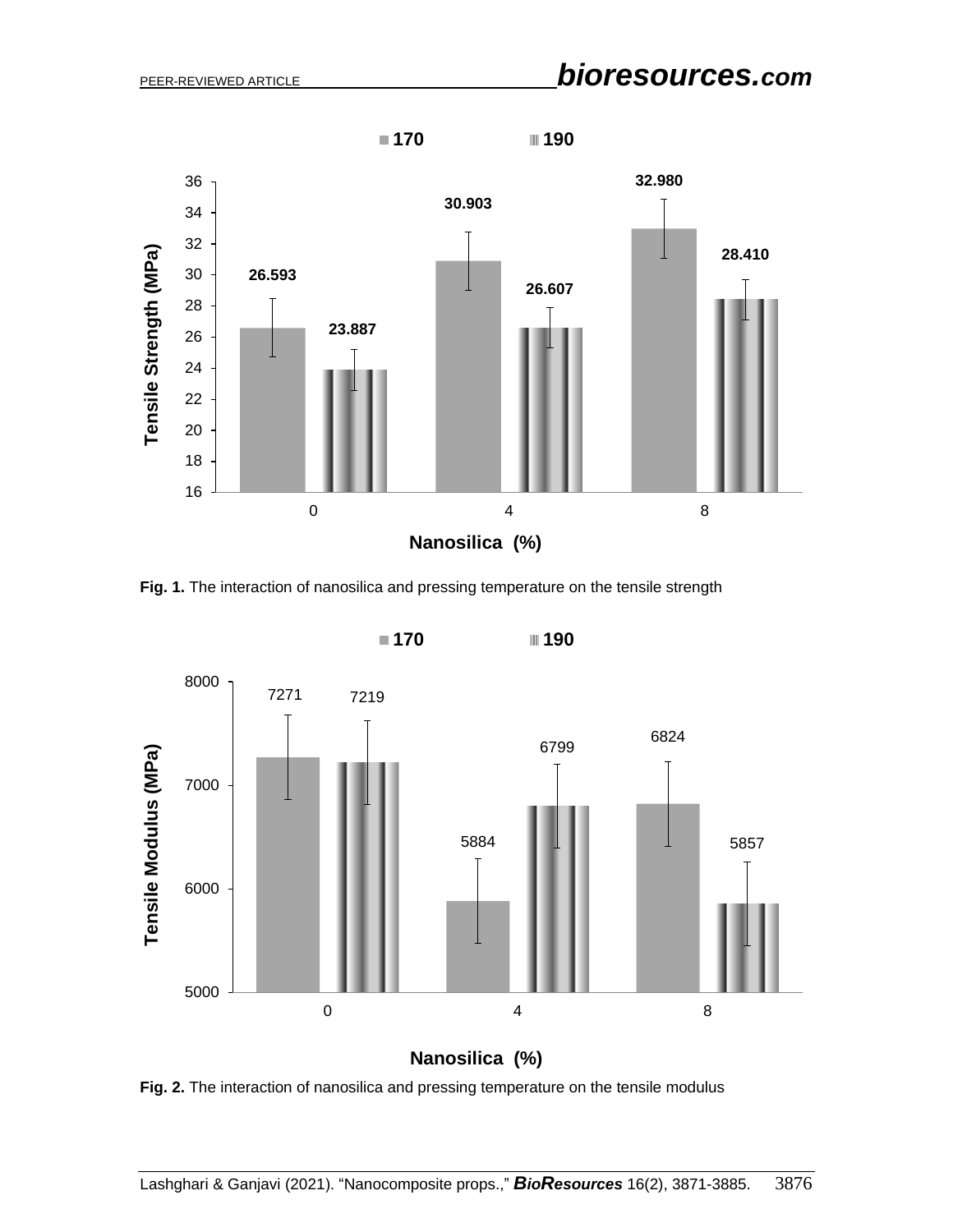Fig. 1. The interaction of nanosilica and pressing temperature on the tensile strength

Fig. 2. The interaction of nanosilica and pressing temperature on the tensile modulus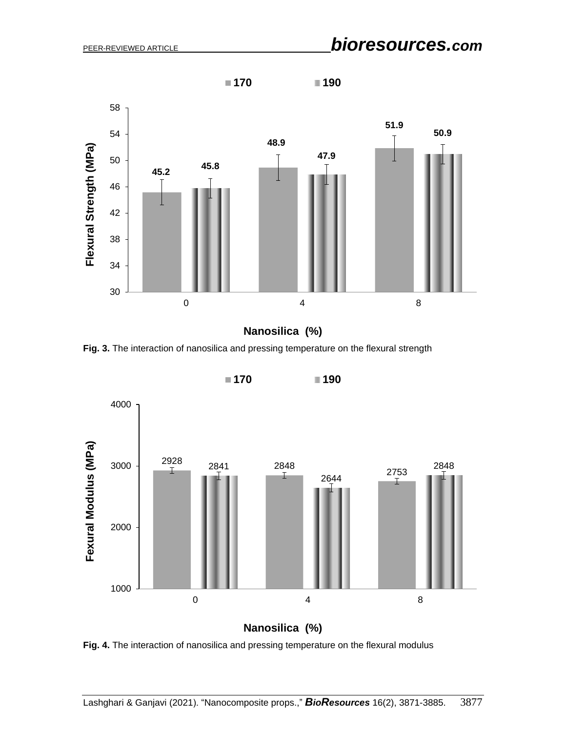Fig. 3. The interaction of nanosilica and pressing temperature on the flexural strength

Fig. 4. The interaction of nanosilica and pressing temperature on the flexural modulus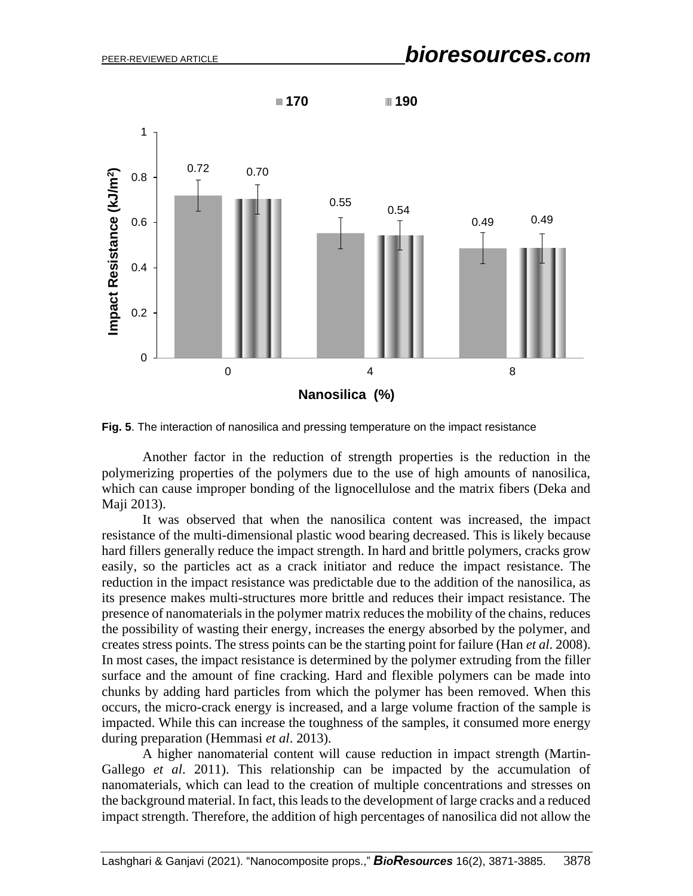**Fig. 5**. The interaction of nanosilica and pressing temperature on the impact resistance

Another factor in the reduction of strength properties is the reduction in the polymerizing properties of the polymers due to the use of high amounts of nanosilica, which can cause improper bonding of the lignocellulose and the matrix fibers (Deka and Maji 2013).

It was observed that when the nanosilica content was increased, the impact resistance of the multi-dimensional plastic wood bearing decreased. This is likely because hard fillers generally reduce the impact strength. In hard and brittle polymers, cracks grow easily, so the particles act as a crack initiator and reduce the impact resistance. The reduction in the impact resistance was predictable due to the addition of the nanosilica, as its presence makes multi-structures more brittle and reduces their impact resistance. The presence of nanomaterials in the polymer matrix reduces the mobility of the chains, reduces the possibility of wasting their energy, increases the energy absorbed by the polymer, and creates stress points. The stress points can be the starting point for failure (Han *et al*. 2008). In most cases, the impact resistance is determined by the polymer extruding from the filler surface and the amount of fine cracking. Hard and flexible polymers can be made into chunks by adding hard particles from which the polymer has been removed. When this occurs, the micro-crack energy is increased, and a large volume fraction of the sample is impacted. While this can increase the toughness of the samples, it consumed more energy during preparation (Hemmasi *et al*. 2013).

A higher nanomaterial content will cause reduction in impact strength (Martin-Gallego *et al*. 2011). This relationship can be impacted by the accumulation of nanomaterials, which can lead to the creation of multiple concentrations and stresses on the background material. In fact, this leads to the development of large cracks and a reduced impact strength. Therefore, the addition of high percentages of nanosilica did not allow the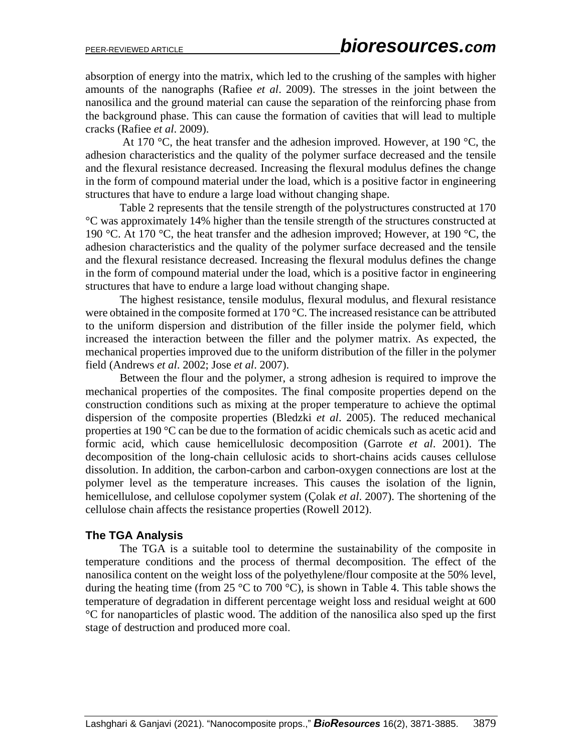absorption of energy into the matrix, which led to the crushing of the samples with higher amounts of the nanographs (Rafiee *et al*. 2009). The stresses in the joint between the nanosilica and the ground material can cause the separation of the reinforcing phase from the background phase. This can cause the formation of cavities that will lead to multiple cracks (Rafiee *et al*. 2009).

At 170 °C, the heat transfer and the adhesion improved. However, at 190 °C, the adhesion characteristics and the quality of the polymer surface decreased and the tensile and the flexural resistance decreased. Increasing the flexural modulus defines the change in the form of compound material under the load, which is a positive factor in engineering structures that have to endure a large load without changing shape.

Table 2 represents that the tensile strength of the polystructures constructed at 170 °C was approximately 14% higher than the tensile strength of the structures constructed at 190 °C. At 170 °C, the heat transfer and the adhesion improved; However, at 190 °C, the adhesion characteristics and the quality of the polymer surface decreased and the tensile and the flexural resistance decreased. Increasing the flexural modulus defines the change in the form of compound material under the load, which is a positive factor in engineering structures that have to endure a large load without changing shape.

The highest resistance, tensile modulus, flexural modulus, and flexural resistance were obtained in the composite formed at 170 °C. The increased resistance can be attributed to the uniform dispersion and distribution of the filler inside the polymer field, which increased the interaction between the filler and the polymer matrix. As expected, the mechanical properties improved due to the uniform distribution of the filler in the polymer field (Andrews *et al*. 2002; Jose *et al*. 2007).

Between the flour and the polymer, a strong adhesion is required to improve the mechanical properties of the composites. The final composite properties depend on the construction conditions such as mixing at the proper temperature to achieve the optimal dispersion of the composite properties (Bledzki *et al*. 2005). The reduced mechanical properties at 190 °C can be due to the formation of acidic chemicals such as acetic acid and formic acid, which cause hemicellulosic decomposition (Garrote *et al*. 2001). The decomposition of the long-chain cellulosic acids to short-chains acids causes cellulose dissolution. In addition, the carbon-carbon and carbon-oxygen connections are lost at the polymer level as the temperature increases. This causes the isolation of the lignin, hemicellulose, and cellulose copolymer system (Çolak *et al*. 2007). The shortening of the cellulose chain affects the resistance properties (Rowell 2012).

### The TGA Analysis

The TGA is a suitable tool to determine the sustainability of the composite in temperature conditions and the process of thermal decomposition. The effect of the nanosilica content on the weight loss of the polyethylene/flour composite at the 50% level, during the heating time (from 25 °C to 700 °C), is shown in Table 4. This table shows the temperature of degradation in different percentage weight loss and residual weight at 600 °C for nanoparticles of plastic wood. The addition of the nanosilica also sped up the first stage of destruction and produced more coal.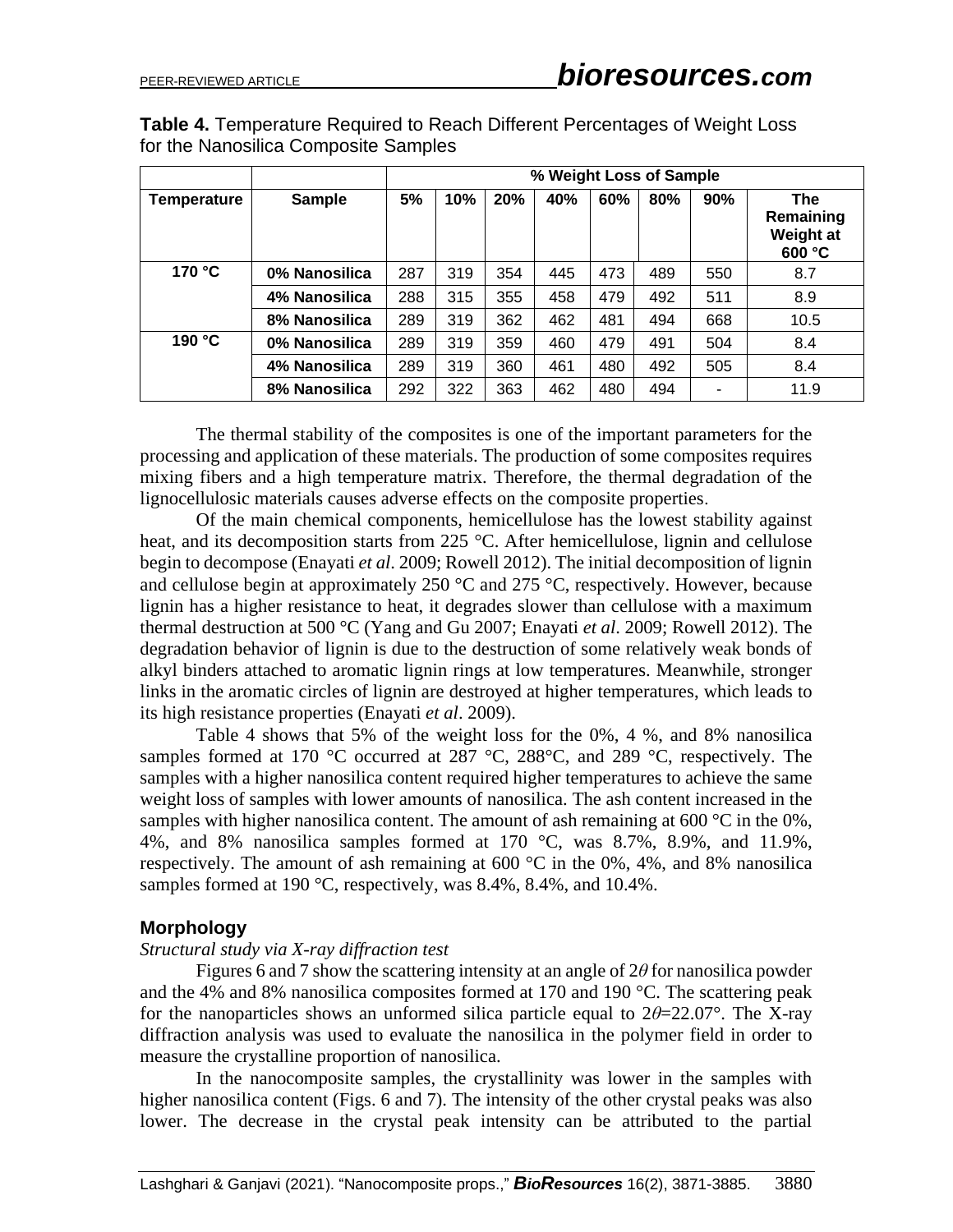**Table 4.** Temperature Required to Reach Different Percentages of Weight Loss for the Nanosilica Composite Samples

| | | % Weight Loss of Sample | | | | | | | |
|---|---|---|---|---|---|---|---|---|---|
| **Temperature** | **Sample** | **5%** | **10%** | **20%** | **40%** | **60%** | **80%** | **90%** | **The Remaining Weight at 600 °C** |
| **170 °C** | **0% Nanosilica** | 287 | 319 | 354 | 445 | 473 | 489 | 550 | 8.7 |
| | **4% Nanosilica** | 288 | 315 | 355 | 458 | 479 | 492 | 511 | 8.9 |
| | **8% Nanosilica** | 289 | 319 | 362 | 462 | 481 | 494 | 668 | 10.5 |
| **190 °C** | **0% Nanosilica** | 289 | 319 | 359 | 460 | 479 | 491 | 504 | 8.4 |
| | **4% Nanosilica** | 289 | 319 | 360 | 461 | 480 | 492 | 505 | 8.4 |
| | **8% Nanosilica** | 292 | 322 | 363 | 462 | 480 | 494 | - | 11.9 |

The thermal stability of the composites is one of the important parameters for the processing and application of these materials. The production of some composites requires mixing fibers and a high temperature matrix. Therefore, the thermal degradation of the lignocellulosic materials causes adverse effects on the composite properties.

Of the main chemical components, hemicellulose has the lowest stability against heat, and its decomposition starts from 225 °C. After hemicellulose, lignin and cellulose begin to decompose (Enayati *et al*. 2009; Rowell 2012). The initial decomposition of lignin and cellulose begin at approximately 250 °C and 275 °C, respectively. However, because lignin has a higher resistance to heat, it degrades slower than cellulose with a maximum thermal destruction at 500 °C (Yang and Gu 2007; Enayati *et al*. 2009; Rowell 2012). The degradation behavior of lignin is due to the destruction of some relatively weak bonds of alkyl binders attached to aromatic lignin rings at low temperatures. Meanwhile, stronger links in the aromatic circles of lignin are destroyed at higher temperatures, which leads to its high resistance properties (Enayati *et al*. 2009).

Table 4 shows that 5% of the weight loss for the 0%, 4 %, and 8% nanosilica samples formed at 170 °C occurred at 287 °C, 288°C, and 289 °C, respectively. The samples with a higher nanosilica content required higher temperatures to achieve the same weight loss of samples with lower amounts of nanosilica. The ash content increased in the samples with higher nanosilica content. The amount of ash remaining at 600 °C in the 0%, 4%, and 8% nanosilica samples formed at 170 °C, was 8.7%, 8.9%, and 11.9%, respectively. The amount of ash remaining at 600 °C in the 0%, 4%, and 8% nanosilica samples formed at 190 °C, respectively, was 8.4%, 8.4%, and 10.4%.

## Morphology

*Structural study via X-ray diffraction test*

Figures 6 and 7 show the scattering intensity at an angle of $2\theta$ for nanosilica powder and the 4% and 8% nanosilica composites formed at 170 and 190 °C. The scattering peak for the nanoparticles shows an unformed silica particle equal to $2\theta$=22.07°. The X-ray diffraction analysis was used to evaluate the nanosilica in the polymer field in order to measure the crystalline proportion of nanosilica.

In the nanocomposite samples, the crystallinity was lower in the samples with higher nanosilica content (Figs. 6 and 7). The intensity of the other crystal peaks was also lower. The decrease in the crystal peak intensity can be attributed to the partial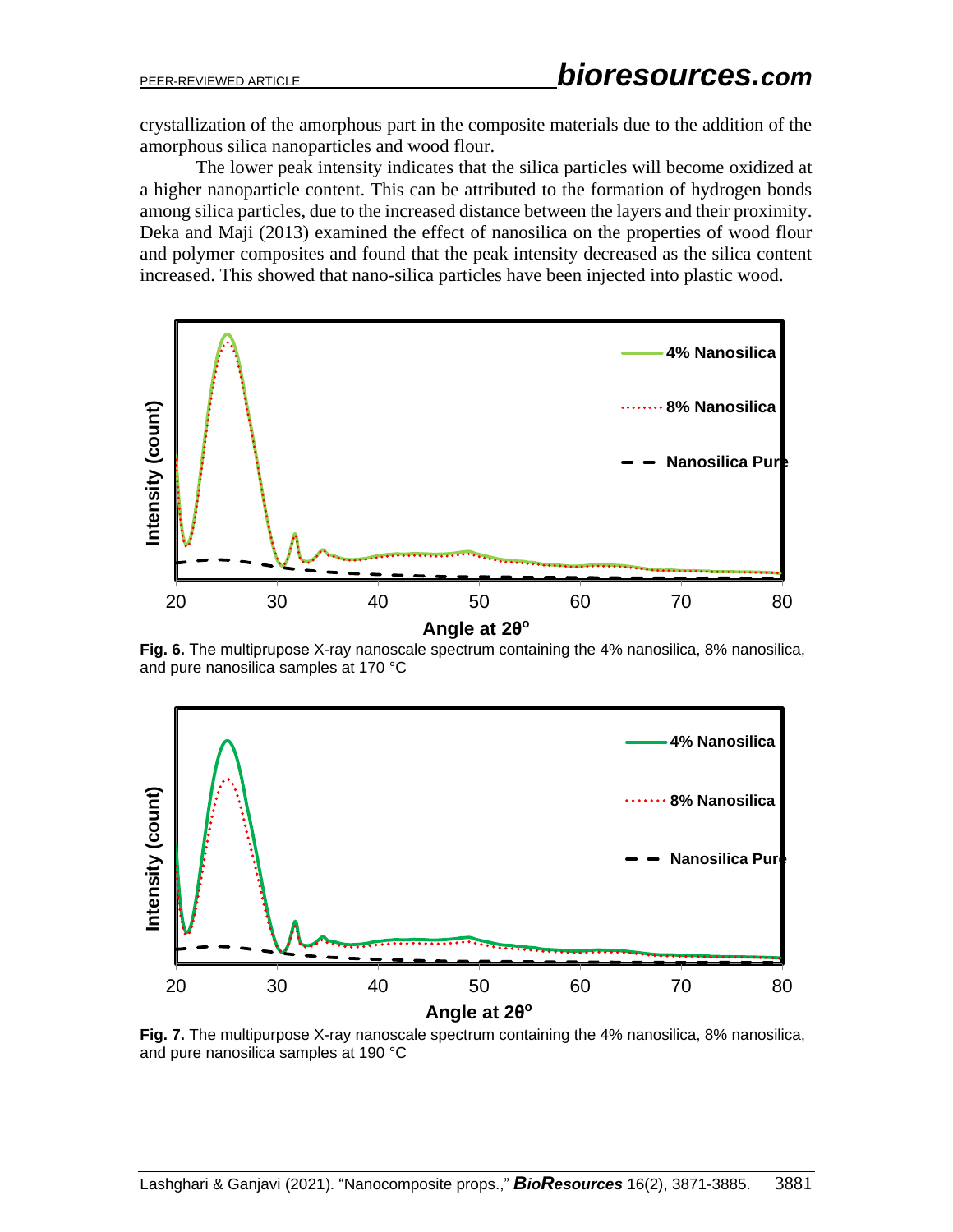crystallization of the amorphous part in the composite materials due to the addition of the amorphous silica nanoparticles and wood flour.

The lower peak intensity indicates that the silica particles will become oxidized at a higher nanoparticle content. This can be attributed to the formation of hydrogen bonds among silica particles, due to the increased distance between the layers and their proximity. Deka and Maji (2013) examined the effect of nanosilica on the properties of wood flour and polymer composites and found that the peak intensity decreased as the silica content increased. This showed that nano-silica particles have been injected into plastic wood.

**Fig. 6.** The multiprupose X-ray nanoscale spectrum containing the 4% nanosilica, 8% nanosilica, and pure nanosilica samples at 170 °C

**Fig. 7.** The multipurpose X-ray nanoscale spectrum containing the 4% nanosilica, 8% nanosilica, and pure nanosilica samples at 190 °C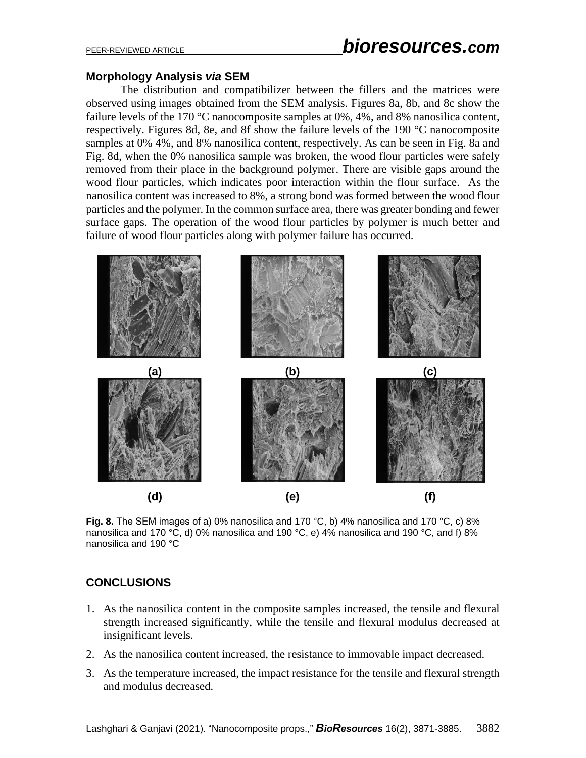## Morphology Analysis *via* SEM

The distribution and compatibilizer between the fillers and the matrices were observed using images obtained from the SEM analysis. Figures 8a, 8b, and 8c show the failure levels of the 170 °C nanocomposite samples at 0%, 4%, and 8% nanosilica content, respectively. Figures 8d, 8e, and 8f show the failure levels of the 190 °C nanocomposite samples at 0% 4%, and 8% nanosilica content, respectively. As can be seen in Fig. 8a and Fig. 8d, when the 0% nanosilica sample was broken, the wood flour particles were safely removed from their place in the background polymer. There are visible gaps around the wood flour particles, which indicates poor interaction within the flour surface. As the nanosilica content was increased to 8%, a strong bond was formed between the wood flour particles and the polymer. In the common surface area, there was greater bonding and fewer surface gaps. The operation of the wood flour particles by polymer is much better and failure of wood flour particles along with polymer failure has occurred.

(a) (b) (c)

(d) (e) (f)

**Fig. 8.** The SEM images of a) 0% nanosilica and 170 °C, b) 4% nanosilica and 170 °C, c) 8% nanosilica and 170 °C, d) 0% nanosilica and 190 °C, e) 4% nanosilica and 190 °C, and f) 8% nanosilica and 190 °C

## CONCLUSIONS

1. As the nanosilica content in the composite samples increased, the tensile and flexural strength increased significantly, while the tensile and flexural modulus decreased at insignificant levels.
2. As the nanosilica content increased, the resistance to immovable impact decreased.
3. As the temperature increased, the impact resistance for the tensile and flexural strength and modulus decreased.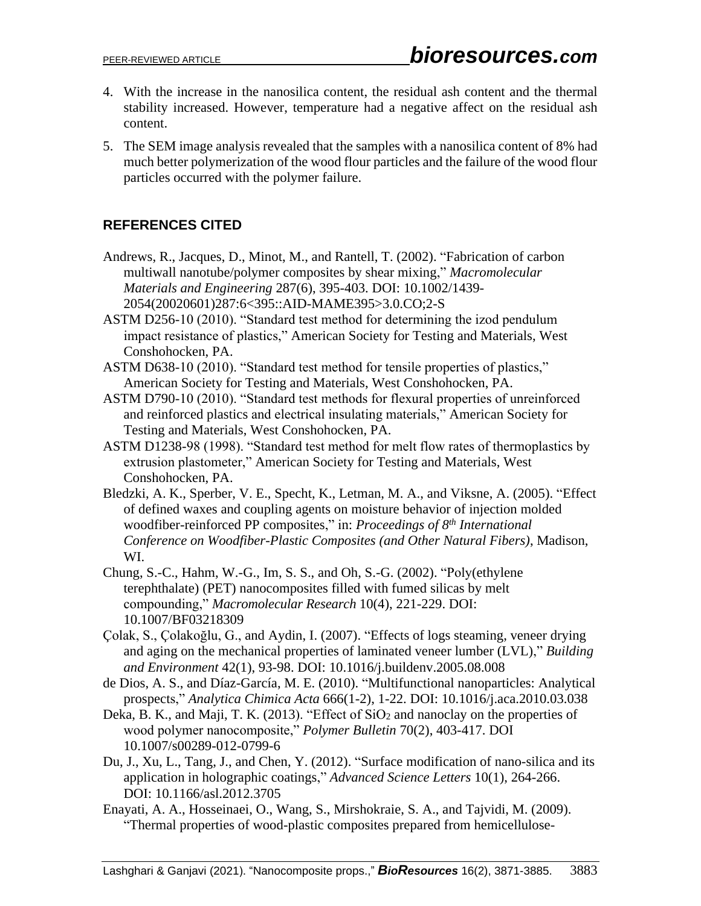4. With the increase in the nanosilica content, the residual ash content and the thermal stability increased. However, temperature had a negative affect on the residual ash content.

5. The SEM image analysis revealed that the samples with a nanosilica content of 8% had much better polymerization of the wood flour particles and the failure of the wood flour particles occurred with the polymer failure.

## REFERENCES CITED

Andrews, R., Jacques, D., Minot, M., and Rantell, T. (2002). "Fabrication of carbon multiwall nanotube/polymer composites by shear mixing," *Macromolecular Materials and Engineering* 287(6), 395-403. DOI: 10.1002/1439-2054(20020601)287:6<395::AID-MAME395>3.0.CO;2-S

ASTM D256-10 (2010). "Standard test method for determining the izod pendulum impact resistance of plastics," American Society for Testing and Materials, West Conshohocken, PA.

ASTM D638-10 (2010). "Standard test method for tensile properties of plastics," American Society for Testing and Materials, West Conshohocken, PA.

ASTM D790-10 (2010). "Standard test methods for flexural properties of unreinforced and reinforced plastics and electrical insulating materials," American Society for Testing and Materials, West Conshohocken, PA.

ASTM D1238-98 (1998). "Standard test method for melt flow rates of thermoplastics by extrusion plastometer," American Society for Testing and Materials, West Conshohocken, PA.

Bledzki, A. K., Sperber, V. E., Specht, K., Letman, M. A., and Viksne, A. (2005). "Effect of defined waxes and coupling agents on moisture behavior of injection molded woodfiber-reinforced PP composites," in: *Proceedings of 8th International Conference on Woodfiber-Plastic Composites (and Other Natural Fibers)*, Madison, WI.

Chung, S.-C., Hahm, W.-G., Im, S. S., and Oh, S.-G. (2002). "Poly(ethylene terephthalate) (PET) nanocomposites filled with fumed silicas by melt compounding," *Macromolecular Research* 10(4), 221-229. DOI: 10.1007/BF03218309

Çolak, S., Çolakoğlu, G., and Aydin, I. (2007). "Effects of logs steaming, veneer drying and aging on the mechanical properties of laminated veneer lumber (LVL)," *Building and Environment* 42(1), 93-98. DOI: 10.1016/j.buildenv.2005.08.008

de Dios, A. S., and Díaz-García, M. E. (2010). "Multifunctional nanoparticles: Analytical prospects," *Analytica Chimica Acta* 666(1-2), 1-22. DOI: 10.1016/j.aca.2010.03.038

Deka, B. K., and Maji, T. K. (2013). "Effect of $SiO_2$ and nanoclay on the properties of wood polymer nanocomposite," *Polymer Bulletin* 70(2), 403-417. DOI 10.1007/s00289-012-0799-6

Du, J., Xu, L., Tang, J., and Chen, Y. (2012). "Surface modification of nano-silica and its application in holographic coatings," *Advanced Science Letters* 10(1), 264-266. DOI: 10.1166/asl.2012.3705

Enayati, A. A., Hosseinaei, O., Wang, S., Mirshokraie, S. A., and Tajvidi, M. (2009). "Thermal properties of wood-plastic composites prepared from hemicellulose-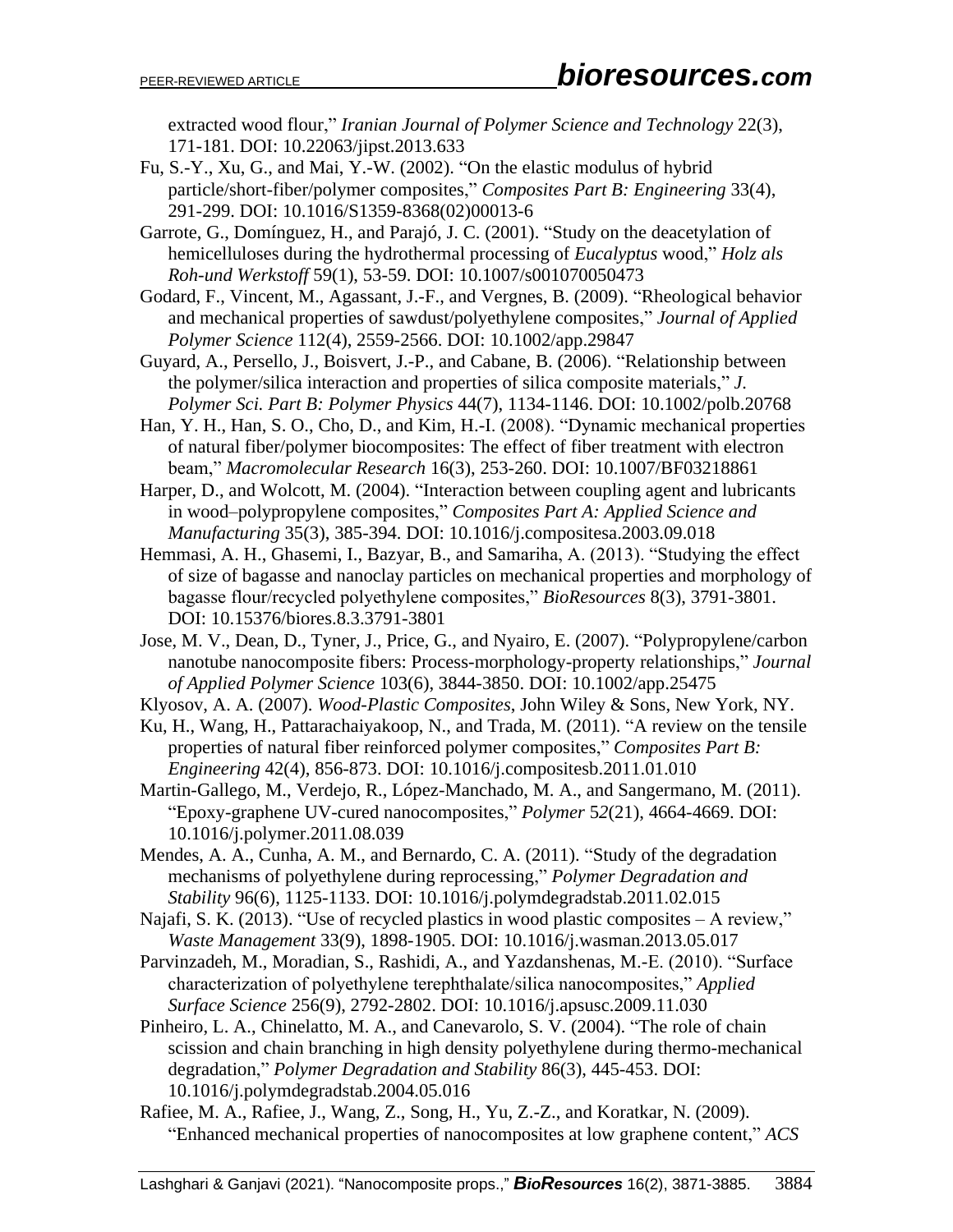extracted wood flour," *Iranian Journal of Polymer Science and Technology* 22(3), 171-181. DOI: 10.22063/jipst.2013.633

Fu, S.-Y., Xu, G., and Mai, Y.-W. (2002). "On the elastic modulus of hybrid particle/short-fiber/polymer composites," *Composites Part B: Engineering* 33(4), 291-299. DOI: 10.1016/S1359-8368(02)00013-6

Garrote, G., Domínguez, H., and Parajó, J. C. (2001). "Study on the deacetylation of hemicelluloses during the hydrothermal processing of *Eucalyptus* wood," *Holz als Roh-und Werkstoff* 59(1), 53-59. DOI: 10.1007/s001070050473

Godard, F., Vincent, M., Agassant, J.-F., and Vergnes, B. (2009). "Rheological behavior and mechanical properties of sawdust/polyethylene composites," *Journal of Applied Polymer Science* 112(4), 2559-2566. DOI: 10.1002/app.29847

Guyard, A., Persello, J., Boisvert, J.-P., and Cabane, B. (2006). "Relationship between the polymer/silica interaction and properties of silica composite materials," *J. Polymer Sci. Part B: Polymer Physics* 44(7), 1134-1146. DOI: 10.1002/polb.20768

Han, Y. H., Han, S. O., Cho, D., and Kim, H.-I. (2008). "Dynamic mechanical properties of natural fiber/polymer biocomposites: The effect of fiber treatment with electron beam," *Macromolecular Research* 16(3), 253-260. DOI: 10.1007/BF03218861

Harper, D., and Wolcott, M. (2004). "Interaction between coupling agent and lubricants in wood–polypropylene composites," *Composites Part A: Applied Science and Manufacturing* 35(3), 385-394. DOI: 10.1016/j.compositesa.2003.09.018

Hemmasi, A. H., Ghasemi, I., Bazyar, B., and Samariha, A. (2013). "Studying the effect of size of bagasse and nanoclay particles on mechanical properties and morphology of bagasse flour/recycled polyethylene composites," *BioResources* 8(3), 3791-3801. DOI: 10.15376/biores.8.3.3791-3801

Jose, M. V., Dean, D., Tyner, J., Price, G., and Nyairo, E. (2007). "Polypropylene/carbon nanotube nanocomposite fibers: Process-morphology-property relationships," *Journal of Applied Polymer Science* 103(6), 3844-3850. DOI: 10.1002/app.25475

Klyosov, A. A. (2007). *Wood-Plastic Composites*, John Wiley & Sons, New York, NY.

Ku, H., Wang, H., Pattarachaiyakoop, N., and Trada, M. (2011). "A review on the tensile properties of natural fiber reinforced polymer composites," *Composites Part B: Engineering* 42(4), 856-873. DOI: 10.1016/j.compositesb.2011.01.010

Martin-Gallego, M., Verdejo, R., López-Manchado, M. A., and Sangermano, M. (2011). "Epoxy-graphene UV-cured nanocomposites," *Polymer* 52(21), 4664-4669. DOI: 10.1016/j.polymer.2011.08.039

Mendes, A. A., Cunha, A. M., and Bernardo, C. A. (2011). "Study of the degradation mechanisms of polyethylene during reprocessing," *Polymer Degradation and Stability* 96(6), 1125-1133. DOI: 10.1016/j.polymdegradstab.2011.02.015

Najafi, S. K. (2013). "Use of recycled plastics in wood plastic composites – A review," *Waste Management* 33(9), 1898-1905. DOI: 10.1016/j.wasman.2013.05.017

Parvinzadeh, M., Moradian, S., Rashidi, A., and Yazdanshenas, M.-E. (2010). "Surface characterization of polyethylene terephthalate/silica nanocomposites," *Applied Surface Science* 256(9), 2792-2802. DOI: 10.1016/j.apsusc.2009.11.030

Pinheiro, L. A., Chinelatto, M. A., and Canevarolo, S. V. (2004). "The role of chain scission and chain branching in high density polyethylene during thermo-mechanical degradation," *Polymer Degradation and Stability* 86(3), 445-453. DOI: 10.1016/j.polymdegradstab.2004.05.016

Rafiee, M. A., Rafiee, J., Wang, Z., Song, H., Yu, Z.-Z., and Koratkar, N. (2009). "Enhanced mechanical properties of nanocomposites at low graphene content," *ACS*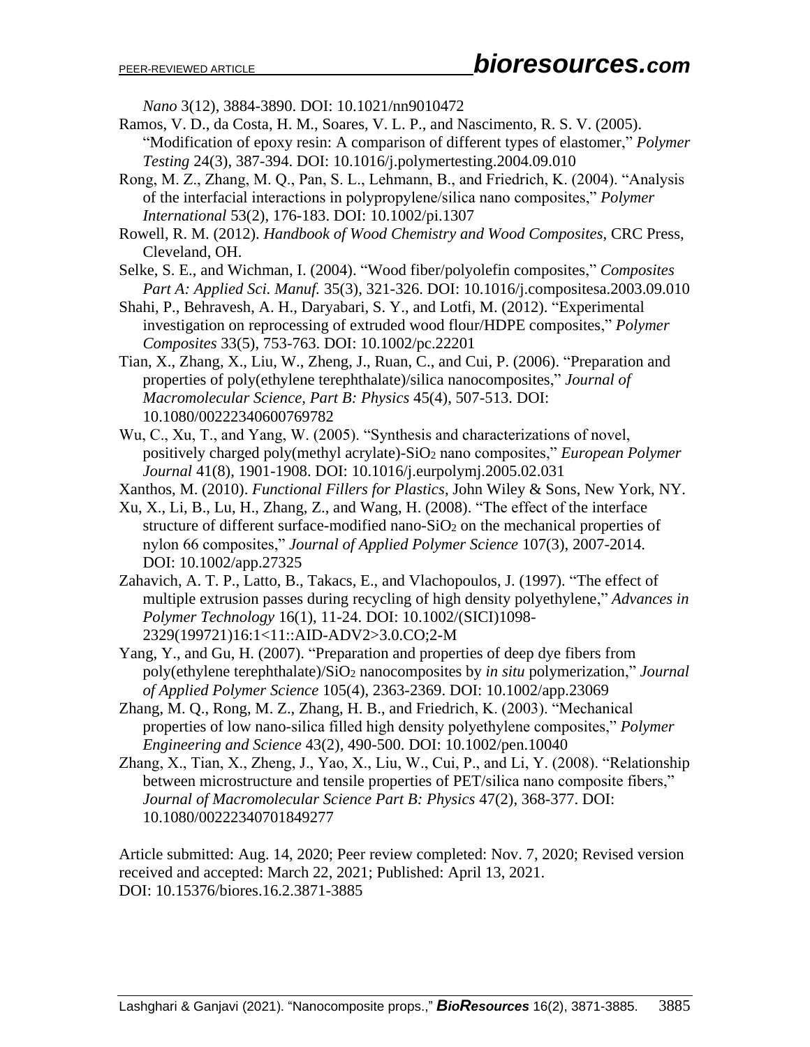*Nano* 3(12), 3884-3890. DOI: 10.1021/nn9010472

Ramos, V. D., da Costa, H. M., Soares, V. L. P., and Nascimento, R. S. V. (2005). "Modification of epoxy resin: A comparison of different types of elastomer," *Polymer Testing* 24(3), 387-394. DOI: 10.1016/j.polymertesting.2004.09.010

Rong, M. Z., Zhang, M. Q., Pan, S. L., Lehmann, B., and Friedrich, K. (2004). "Analysis of the interfacial interactions in polypropylene/silica nano composites," *Polymer International* 53(2), 176-183. DOI: 10.1002/pi.1307

Rowell, R. M. (2012). *Handbook of Wood Chemistry and Wood Composites*, CRC Press, Cleveland, OH.

Selke, S. E., and Wichman, I. (2004). "Wood fiber/polyolefin composites," *Composites Part A: Applied Sci. Manuf.* 35(3), 321-326. DOI: 10.1016/j.compositesa.2003.09.010

Shahi, P., Behravesh, A. H., Daryabari, S. Y., and Lotfi, M. (2012). "Experimental investigation on reprocessing of extruded wood flour/HDPE composites," *Polymer Composites* 33(5), 753-763. DOI: 10.1002/pc.22201

Tian, X., Zhang, X., Liu, W., Zheng, J., Ruan, C., and Cui, P. (2006). "Preparation and properties of poly(ethylene terephthalate)/silica nanocomposites," *Journal of Macromolecular Science, Part B: Physics* 45(4), 507-513. DOI: 10.1080/00222340600769782

Wu, C., Xu, T., and Yang, W. (2005). "Synthesis and characterizations of novel, positively charged poly(methyl acrylate)-$SiO_2$ nano composites," *European Polymer Journal* 41(8), 1901-1908. DOI: 10.1016/j.eurpolymj.2005.02.031

Xanthos, M. (2010). *Functional Fillers for Plastics*, John Wiley & Sons, New York, NY.

Xu, X., Li, B., Lu, H., Zhang, Z., and Wang, H. (2008). "The effect of the interface structure of different surface-modified nano-$SiO_2$ on the mechanical properties of nylon 66 composites," *Journal of Applied Polymer Science* 107(3), 2007-2014. DOI: 10.1002/app.27325

Zahavich, A. T. P., Latto, B., Takacs, E., and Vlachopoulos, J. (1997). "The effect of multiple extrusion passes during recycling of high density polyethylene," *Advances in Polymer Technology* 16(1), 11-24. DOI: 10.1002/(SICI)1098-2329(199721)16:1<11::AID-ADV2>3.0.CO;2-M

Yang, Y., and Gu, H. (2007). "Preparation and properties of deep dye fibers from poly(ethylene terephthalate)/$SiO_2$ nanocomposites by *in situ* polymerization," *Journal of Applied Polymer Science* 105(4), 2363-2369. DOI: 10.1002/app.23069

Zhang, M. Q., Rong, M. Z., Zhang, H. B., and Friedrich, K. (2003). "Mechanical properties of low nano-silica filled high density polyethylene composites," *Polymer Engineering and Science* 43(2), 490-500. DOI: 10.1002/pen.10040

Zhang, X., Tian, X., Zheng, J., Yao, X., Liu, W., Cui, P., and Li, Y. (2008). "Relationship between microstructure and tensile properties of PET/silica nano composite fibers," *Journal of Macromolecular Science Part B: Physics* 47(2), 368-377. DOI: 10.1080/00222340701849277

Article submitted: Aug. 14, 2020; Peer review completed: Nov. 7, 2020; Revised version received and accepted: March 22, 2021; Published: April 13, 2021.
DOI: 10.15376/biores.16.2.3871-3885